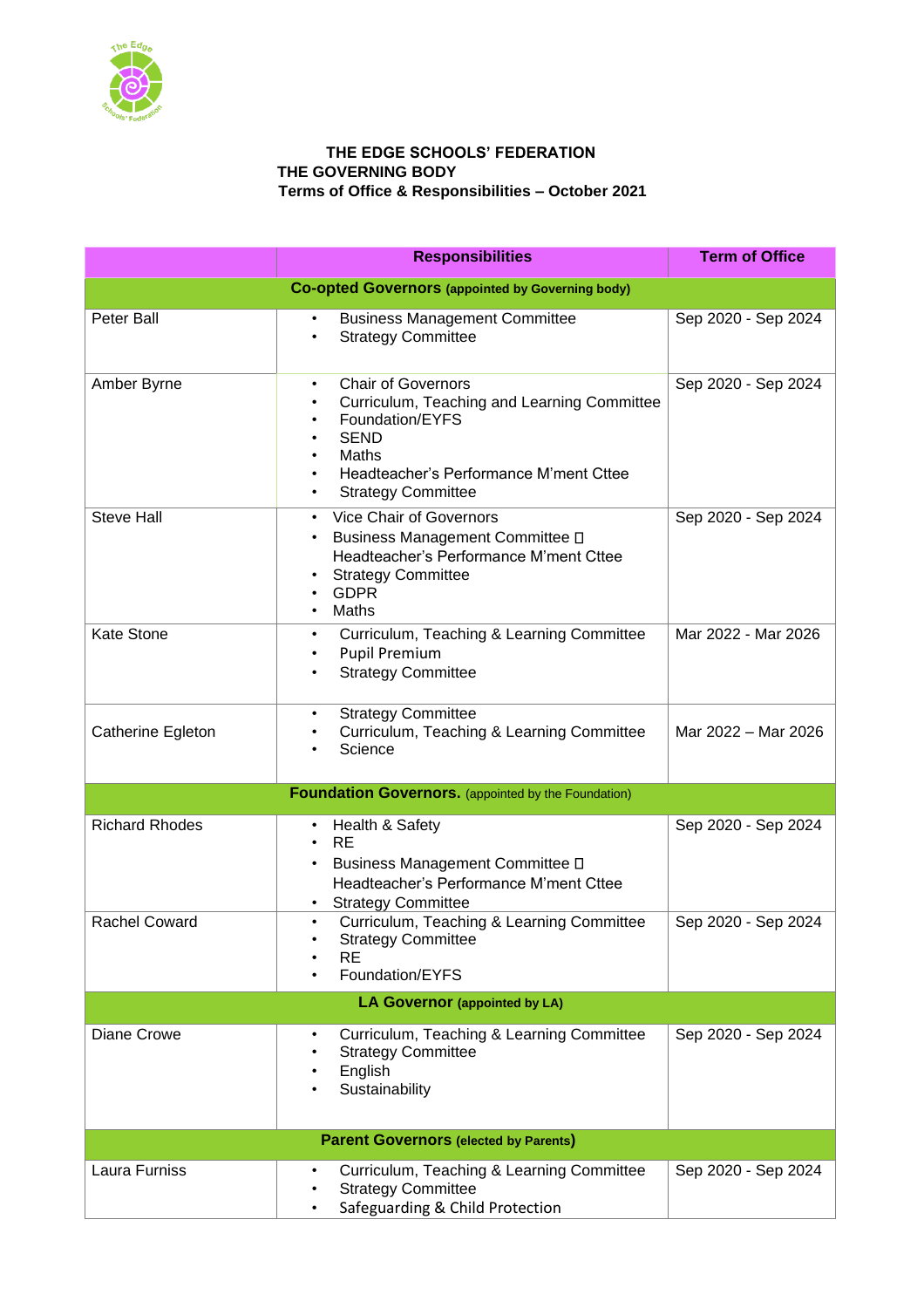# THE EDGE SCHOOLS' FEDERATION

## THE GOVERNING BODY

### Terms of Office & Responsibilities – October 2021

| | Responsibilities | Term of Office |
|---|---|---|
| **Co-opted Governors** (appointed by Governing body) | | |
| Peter Ball | • Business Management Committee<br>• Strategy Committee | Sep 2020 - Sep 2024 |
| Amber Byrne | • Chair of Governors<br>• Curriculum, Teaching and Learning Committee<br>• Foundation/EYFS<br>• SEND<br>• Maths<br>• Headteacher's Performance M'ment Cttee<br>• Strategy Committee | Sep 2020 - Sep 2024 |
| Steve Hall | • Vice Chair of Governors<br>• Business Management Committee  Headteacher's Performance M'ment Cttee<br>• Strategy Committee<br>• GDPR<br>• Maths | Sep 2020 - Sep 2024 |
| Kate Stone | • Curriculum, Teaching & Learning Committee<br>• Pupil Premium<br>• Strategy Committee | Mar 2022 - Mar 2026 |
| Catherine Egleton | • Strategy Committee<br>• Curriculum, Teaching & Learning Committee<br>• Science | Mar 2022 – Mar 2026 |
| **Foundation Governors.** (appointed by the Foundation) | | |
| Richard Rhodes | • Health & Safety<br>• RE<br>• Business Management Committee  Headteacher's Performance M'ment Cttee<br>• Strategy Committee | Sep 2020 - Sep 2024 |
| Rachel Coward | • Curriculum, Teaching & Learning Committee<br>• Strategy Committee<br>• RE<br>• Foundation/EYFS | Sep 2020 - Sep 2024 |
| **LA Governor** (appointed by LA) | | |
| Diane Crowe | • Curriculum, Teaching & Learning Committee<br>• Strategy Committee<br>• English<br>• Sustainability | Sep 2020 - Sep 2024 |
| **Parent Governors** (elected by Parents) | | |
| Laura Furniss | • Curriculum, Teaching & Learning Committee<br>• Strategy Committee<br>• Safeguarding & Child Protection | Sep 2020 - Sep 2024 |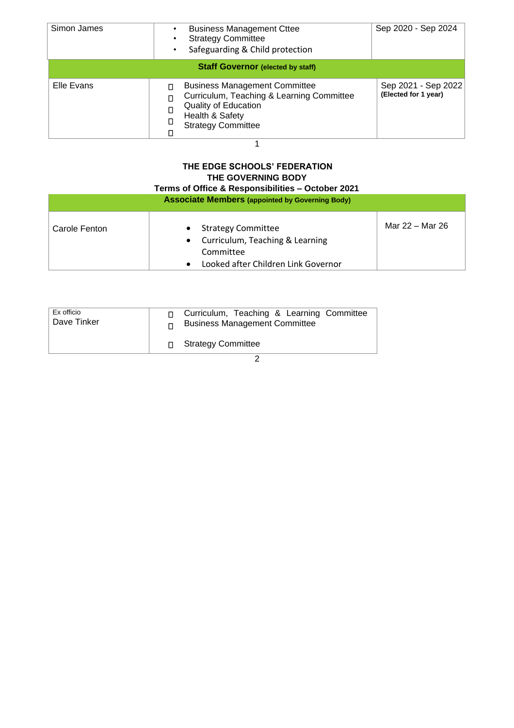| | | |
|---|---|---|
| Simon James | • Business Management Cttee<br>• Strategy Committee<br>• Safeguarding & Child protection | Sep 2020 - Sep 2024 |
| **Staff Governor (elected by staff)** | | |
| Elle Evans | • Business Management Committee<br>• Curriculum, Teaching & Learning Committee<br>• Quality of Education<br>• Health & Safety<br>• Strategy Committee | Sep 2021 - Sep 2022<br>**(Elected for 1 year)** |

**THE EDGE SCHOOLS' FEDERATION**
**THE GOVERNING BODY**
**Terms of Office & Responsibilities – October 2021**

| | | |
|---|---|---|
| **Associate Members (appointed by Governing Body)** | | |
| Carole Fenton | • Strategy Committee<br>• Curriculum, Teaching & Learning Committee<br>• Looked after Children Link Governor | Mar 22 – Mar 26 |

| | |
|---|---|
| Ex officio<br>Dave Tinker | • Curriculum, Teaching & Learning Committee<br>• Business Management Committee<br>• Strategy Committee |